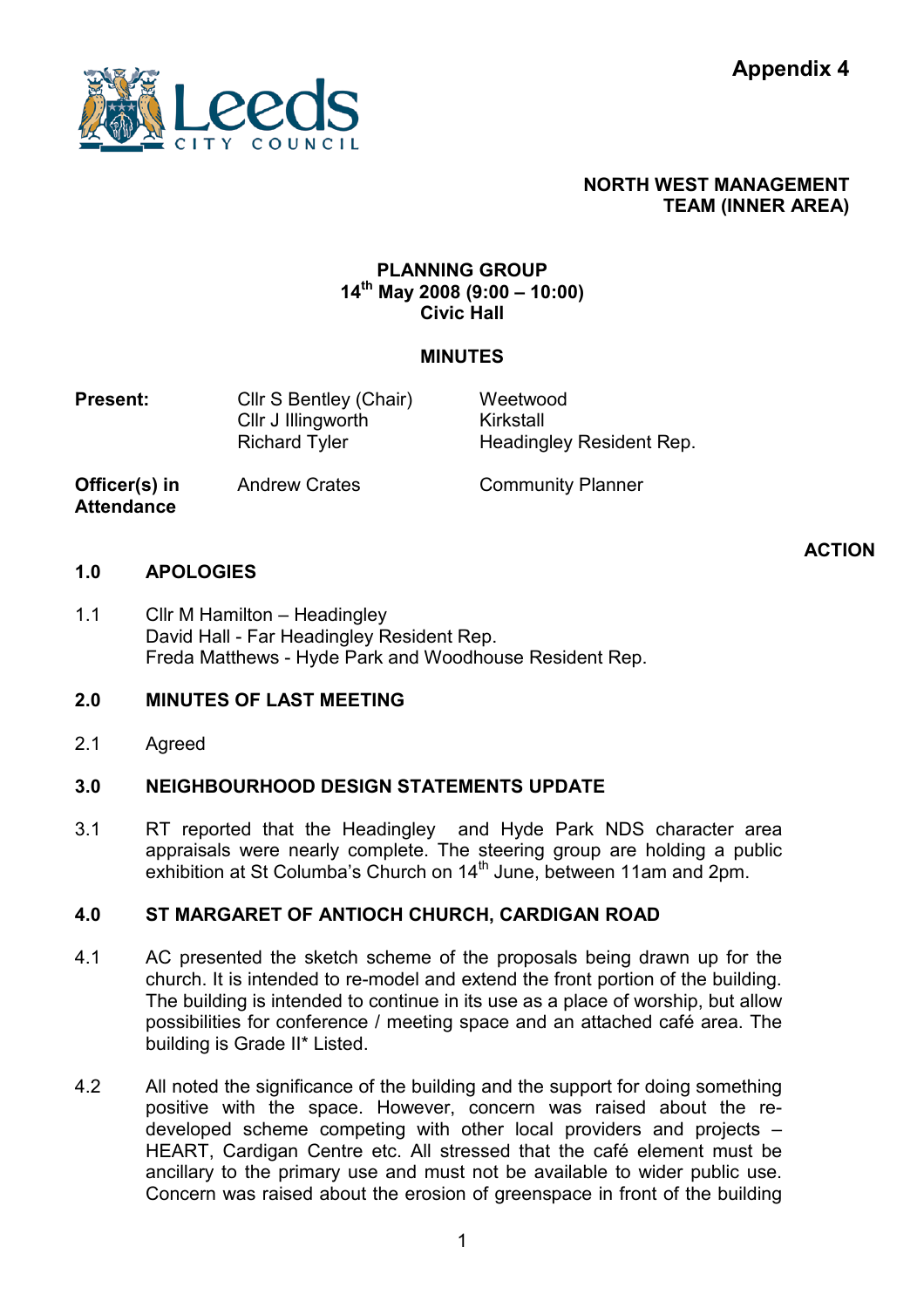**Appendix 4**

**NORTH WEST MANAGEMENT TEAM (INNER AREA)**

**PLANNING GROUP**
**14th May 2008 (9:00 – 10:00)**
**Civic Hall**

**MINUTES**

| **Present:** | Cllr S Bentley (Chair) | Weetwood |
|---|---|---|
| | Cllr J Illingworth | Kirkstall |
| | Richard Tyler | Headingley Resident Rep. |
| **Officer(s) in Attendance** | Andrew Crates | Community Planner |

**ACTION**

## 1.0 APOLOGIES

1.1 Cllr M Hamilton – Headingley
David Hall - Far Headingley Resident Rep.
Freda Matthews - Hyde Park and Woodhouse Resident Rep.

## 2.0 MINUTES OF LAST MEETING

2.1 Agreed

## 3.0 NEIGHBOURHOOD DESIGN STATEMENTS UPDATE

3.1 RT reported that the Headingley and Hyde Park NDS character area appraisals were nearly complete. The steering group are holding a public exhibition at St Columba's Church on 14th June, between 11am and 2pm.

## 4.0 ST MARGARET OF ANTIOCH CHURCH, CARDIGAN ROAD

4.1 AC presented the sketch scheme of the proposals being drawn up for the church. It is intended to re-model and extend the front portion of the building. The building is intended to continue in its use as a place of worship, but allow possibilities for conference / meeting space and an attached café area. The building is Grade II* Listed.

4.2 All noted the significance of the building and the support for doing something positive with the space. However, concern was raised about the re-developed scheme competing with other local providers and projects – HEART, Cardigan Centre etc. All stressed that the café element must be ancillary to the primary use and must not be available to wider public use. Concern was raised about the erosion of greenspace in front of the building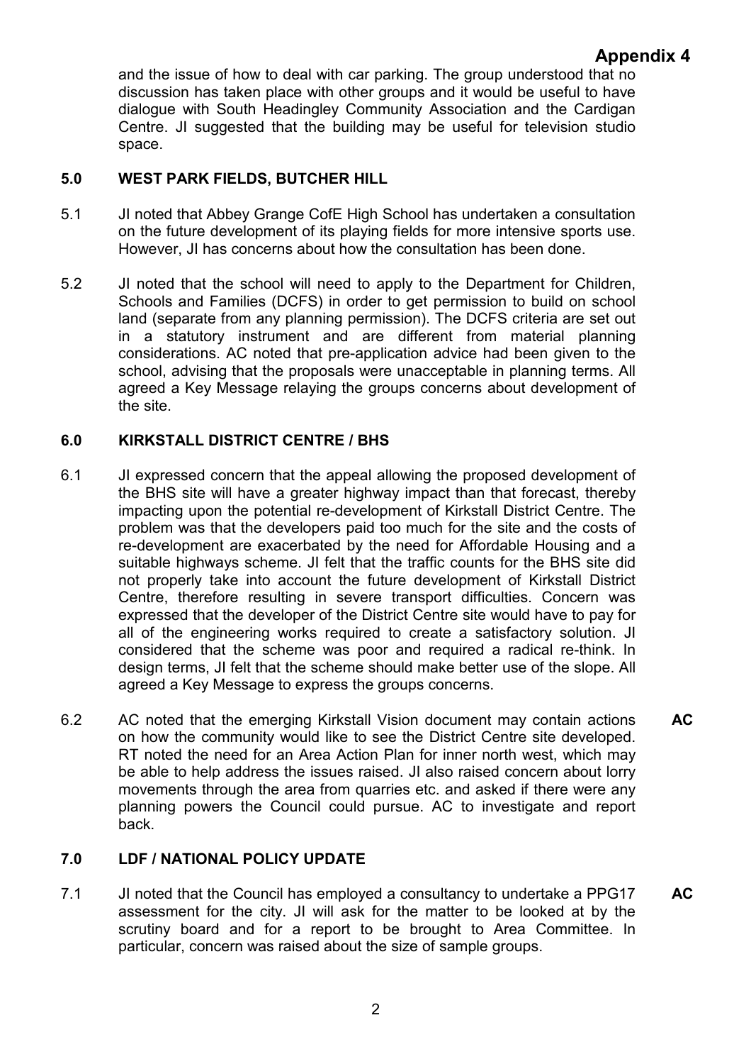**Appendix 4**

and the issue of how to deal with car parking. The group understood that no discussion has taken place with other groups and it would be useful to have dialogue with South Headingley Community Association and the Cardigan Centre. JI suggested that the building may be useful for television studio space.

## 5.0 WEST PARK FIELDS, BUTCHER HILL

5.1 JI noted that Abbey Grange CofE High School has undertaken a consultation on the future development of its playing fields for more intensive sports use. However, JI has concerns about how the consultation has been done.

5.2 JI noted that the school will need to apply to the Department for Children, Schools and Families (DCFS) in order to get permission to build on school land (separate from any planning permission). The DCFS criteria are set out in a statutory instrument and are different from material planning considerations. AC noted that pre-application advice had been given to the school, advising that the proposals were unacceptable in planning terms. All agreed a Key Message relaying the groups concerns about development of the site.

## 6.0 KIRKSTALL DISTRICT CENTRE / BHS

6.1 JI expressed concern that the appeal allowing the proposed development of the BHS site will have a greater highway impact than that forecast, thereby impacting upon the potential re-development of Kirkstall District Centre. The problem was that the developers paid too much for the site and the costs of re-development are exacerbated by the need for Affordable Housing and a suitable highways scheme. JI felt that the traffic counts for the BHS site did not properly take into account the future development of Kirkstall District Centre, therefore resulting in severe transport difficulties. Concern was expressed that the developer of the District Centre site would have to pay for all of the engineering works required to create a satisfactory solution. JI considered that the scheme was poor and required a radical re-think. In design terms, JI felt that the scheme should make better use of the slope. All agreed a Key Message to express the groups concerns.

6.2 AC noted that the emerging Kirkstall Vision document may contain actions on how the community would like to see the District Centre site developed. RT noted the need for an Area Action Plan for inner north west, which may be able to help address the issues raised. JI also raised concern about lorry movements through the area from quarries etc. and asked if there were any planning powers the Council could pursue. AC to investigate and report back. **AC**

## 7.0 LDF / NATIONAL POLICY UPDATE

7.1 JI noted that the Council has employed a consultancy to undertake a PPG17 assessment for the city. JI will ask for the matter to be looked at by the scrutiny board and for a report to be brought to Area Committee. In particular, concern was raised about the size of sample groups. **AC**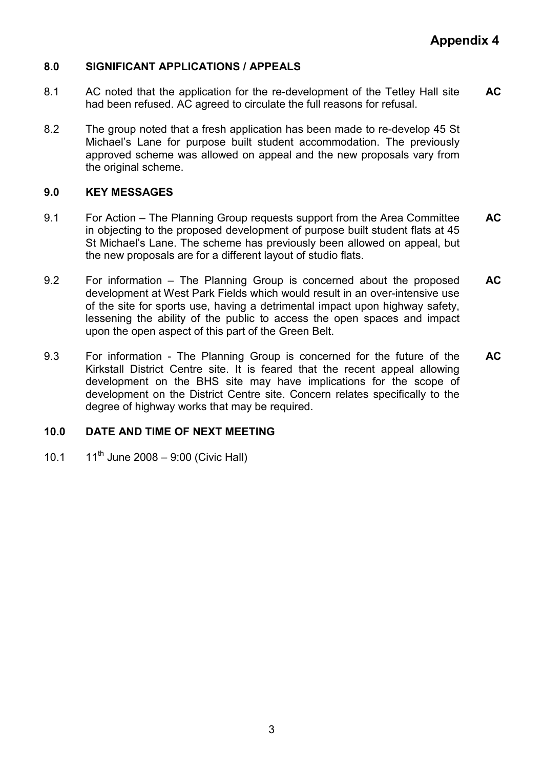**Appendix 4**

## 8.0 SIGNIFICANT APPLICATIONS / APPEALS

8.1 AC noted that the application for the re-development of the Tetley Hall site had been refused. AC agreed to circulate the full reasons for refusal. **AC**

8.2 The group noted that a fresh application has been made to re-develop 45 St Michael's Lane for purpose built student accommodation. The previously approved scheme was allowed on appeal and the new proposals vary from the original scheme.

## 9.0 KEY MESSAGES

9.1 For Action – The Planning Group requests support from the Area Committee in objecting to the proposed development of purpose built student flats at 45 St Michael's Lane. The scheme has previously been allowed on appeal, but the new proposals are for a different layout of studio flats. **AC**

9.2 For information – The Planning Group is concerned about the proposed development at West Park Fields which would result in an over-intensive use of the site for sports use, having a detrimental impact upon highway safety, lessening the ability of the public to access the open spaces and impact upon the open aspect of this part of the Green Belt. **AC**

9.3 For information - The Planning Group is concerned for the future of the Kirkstall District Centre site. It is feared that the recent appeal allowing development on the BHS site may have implications for the scope of development on the District Centre site. Concern relates specifically to the degree of highway works that may be required. **AC**

## 10.0 DATE AND TIME OF NEXT MEETING

10.1 11th June 2008 – 9:00 (Civic Hall)